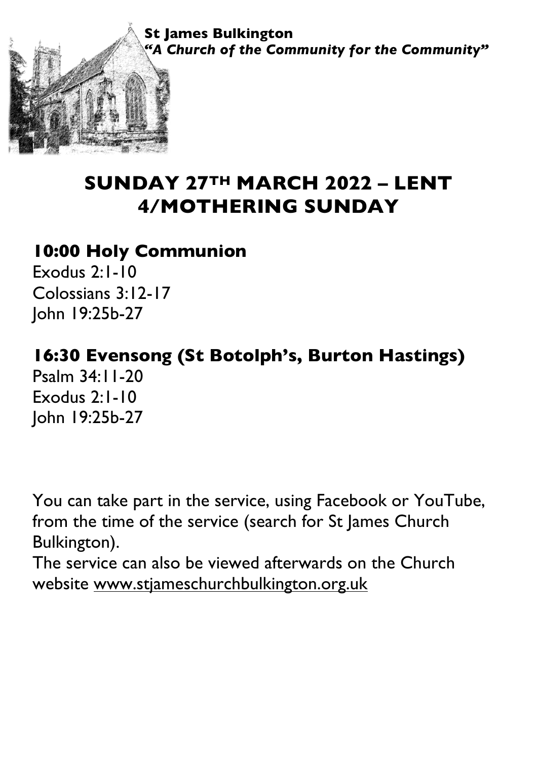**St James Bulkington**
***"A Church of the Community for the Community"***

# SUNDAY 27TH MARCH 2022 – LENT 4/MOTHERING SUNDAY

## 10:00 Holy Communion

Exodus 2:1-10
Colossians 3:12-17
John 19:25b-27

## 16:30 Evensong (St Botolph's, Burton Hastings)

Psalm 34:11-20
Exodus 2:1-10
John 19:25b-27

You can take part in the service, using Facebook or YouTube, from the time of the service (search for St James Church Bulkington).
The service can also be viewed afterwards on the Church website www.stjameschurchbulkington.org.uk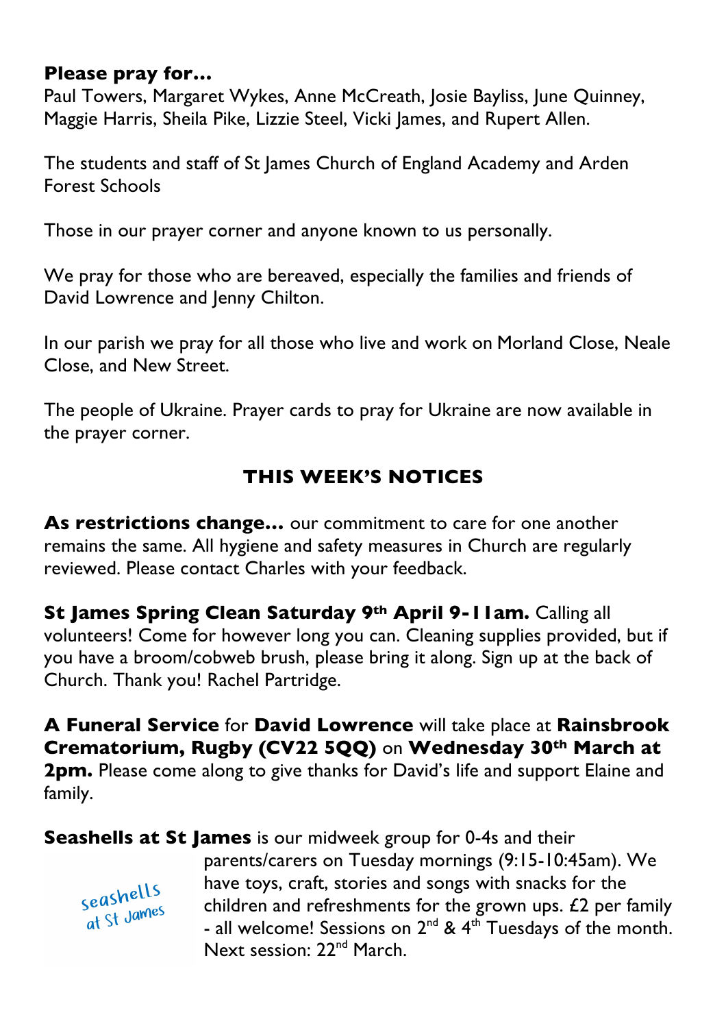**Please pray for…**

Paul Towers, Margaret Wykes, Anne McCreath, Josie Bayliss, June Quinney, Maggie Harris, Sheila Pike, Lizzie Steel, Vicki James, and Rupert Allen.

The students and staff of St James Church of England Academy and Arden Forest Schools

Those in our prayer corner and anyone known to us personally.

We pray for those who are bereaved, especially the families and friends of David Lowrence and Jenny Chilton.

In our parish we pray for all those who live and work on Morland Close, Neale Close, and New Street.

The people of Ukraine. Prayer cards to pray for Ukraine are now available in the prayer corner.

## THIS WEEK'S NOTICES

**As restrictions change…** our commitment to care for one another remains the same. All hygiene and safety measures in Church are regularly reviewed. Please contact Charles with your feedback.

**St James Spring Clean Saturday 9th April 9-11am.** Calling all volunteers! Come for however long you can. Cleaning supplies provided, but if you have a broom/cobweb brush, please bring it along. Sign up at the back of Church. Thank you! Rachel Partridge.

**A Funeral Service** for **David Lowrence** will take place at **Rainsbrook Crematorium, Rugby (CV22 5QQ)** on **Wednesday 30th March at 2pm.** Please come along to give thanks for David's life and support Elaine and family.

**Seashells at St James** is our midweek group for 0-4s and their parents/carers on Tuesday mornings (9:15-10:45am). We have toys, craft, stories and songs with snacks for the children and refreshments for the grown ups. £2 per family - all welcome! Sessions on 2nd & 4th Tuesdays of the month. Next session: 22nd March.

seashells at St James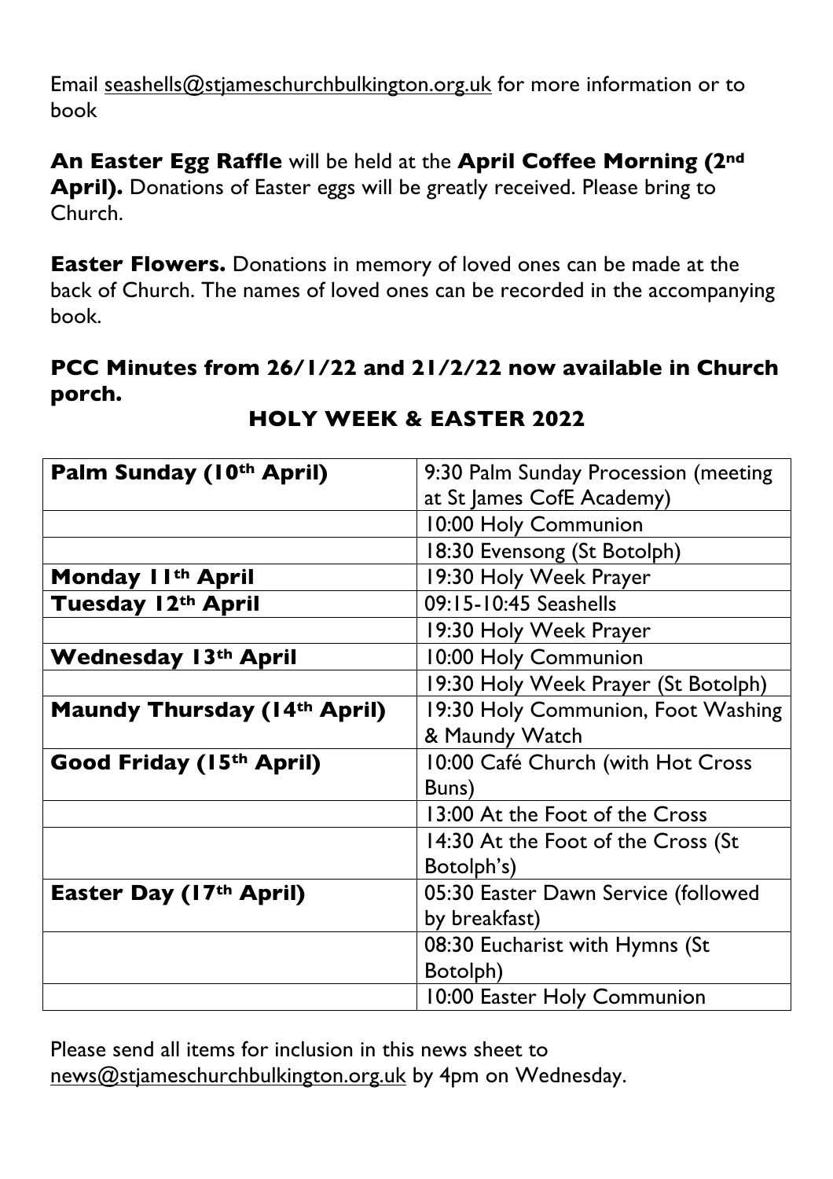Email seashells@stjameschurchbulkington.org.uk for more information or to book

**An Easter Egg Raffle** will be held at the **April Coffee Morning (2nd April).** Donations of Easter eggs will be greatly received. Please bring to Church.

**Easter Flowers.** Donations in memory of loved ones can be made at the back of Church. The names of loved ones can be recorded in the accompanying book.

**PCC Minutes from 26/1/22 and 21/2/22 now available in Church porch.**

## HOLY WEEK & EASTER 2022

| | |
|---|---|
| **Palm Sunday (10th April)** | 9:30 Palm Sunday Procession (meeting at St James CofE Academy) |
| | 10:00 Holy Communion |
| | 18:30 Evensong (St Botolph) |
| **Monday 11th April** | 19:30 Holy Week Prayer |
| **Tuesday 12th April** | 09:15-10:45 Seashells |
| | 19:30 Holy Week Prayer |
| **Wednesday 13th April** | 10:00 Holy Communion |
| | 19:30 Holy Week Prayer (St Botolph) |
| **Maundy Thursday (14th April)** | 19:30 Holy Communion, Foot Washing & Maundy Watch |
| **Good Friday (15th April)** | 10:00 Café Church (with Hot Cross Buns) |
| | 13:00 At the Foot of the Cross |
| | 14:30 At the Foot of the Cross (St Botolph's) |
| **Easter Day (17th April)** | 05:30 Easter Dawn Service (followed by breakfast) |
| | 08:30 Eucharist with Hymns (St Botolph) |
| | 10:00 Easter Holy Communion |

Please send all items for inclusion in this news sheet to news@stjameschurchbulkington.org.uk by 4pm on Wednesday.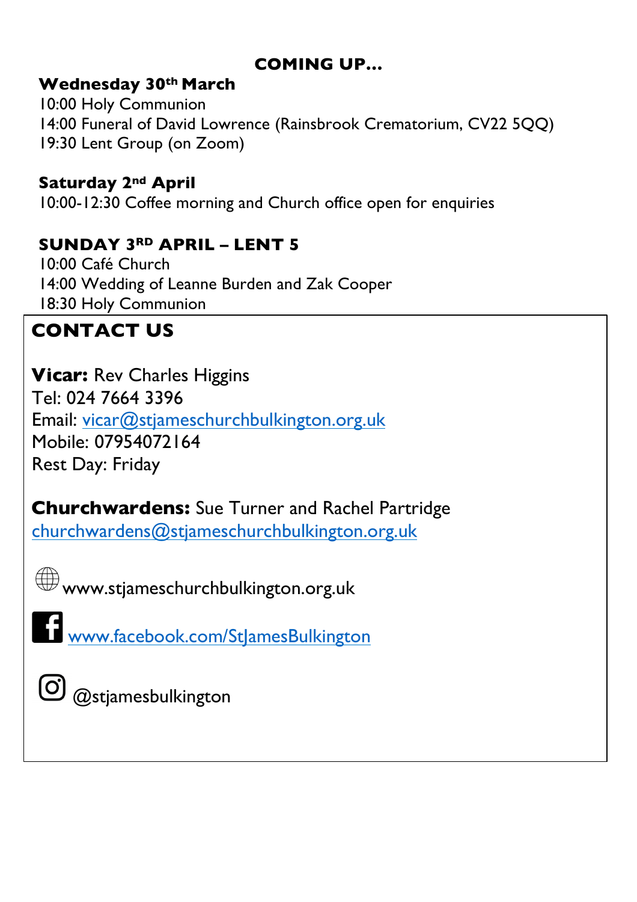## COMING UP…

**Wednesday 30th March**

10:00 Holy Communion
14:00 Funeral of David Lowrence (Rainsbrook Crematorium, CV22 5QQ)
19:30 Lent Group (on Zoom)

**Saturday 2nd April**

10:00-12:30 Coffee morning and Church office open for enquiries

**SUNDAY 3RD APRIL – LENT 5**

10:00 Café Church
14:00 Wedding of Leanne Burden and Zak Cooper
18:30 Holy Communion

## CONTACT US

**Vicar:** Rev Charles Higgins
Tel: 024 7664 3396
Email: vicar@stjameschurchbulkington.org.uk
Mobile: 07954072164
Rest Day: Friday

**Churchwardens:** Sue Turner and Rachel Partridge
churchwardens@stjameschurchbulkington.org.uk

www.stjameschurchbulkington.org.uk

www.facebook.com/StJamesBulkington

@stjamesbulkington